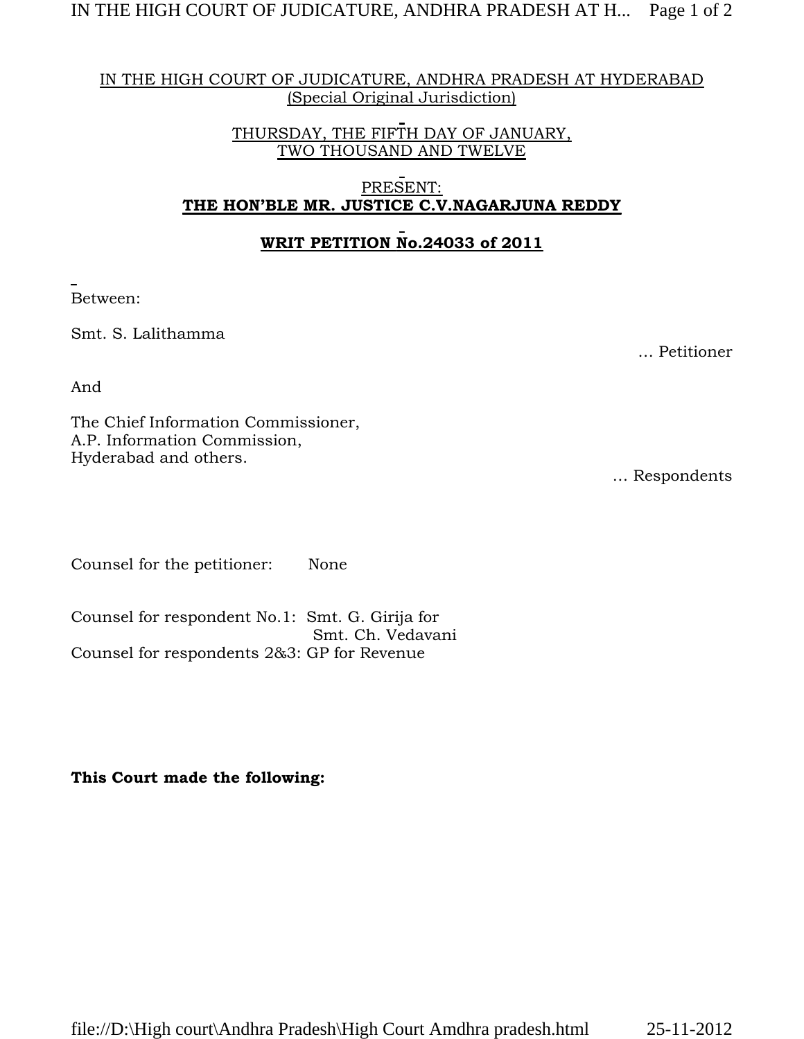IN THE HIGH COURT OF JUDICATURE, ANDHRA PRADESH AT HYDERABAD
(Special Original Jurisdiction)

THURSDAY, THE FIFTH DAY OF JANUARY,
TWO THOUSAND AND TWELVE

PRESENT:
**THE HON'BLE MR. JUSTICE C.V.NAGARJUNA REDDY**

**WRITE PETITION No.24033 of 2011**

Between:

Smt. S. Lalithamma

… Petitioner

And

The Chief Information Commissioner,
A.P. Information Commission,
Hyderabad and others.

… Respondents

Counsel for the petitioner: None

Counsel for respondent No.1: Smt. G. Girija for
Smt. Ch. Vedavani
Counsel for respondents 2&3: GP for Revenue

**This Court made the following:**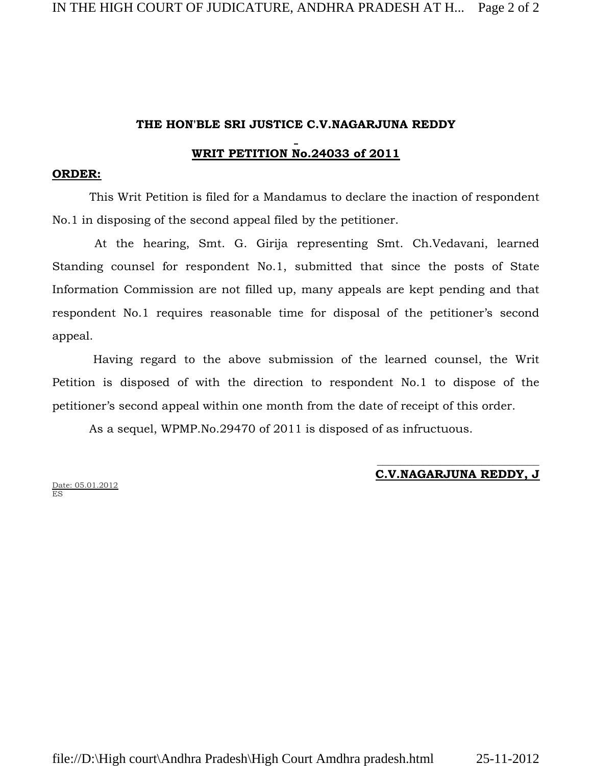**THE HON'BLE SRI JUSTICE C.V.NAGARJUNA REDDY**

**WRIT PETITION No.24033 of 2011**

**ORDER:**

This Writ Petition is filed for a Mandamus to declare the inaction of respondent No.1 in disposing of the second appeal filed by the petitioner.

At the hearing, Smt. G. Girija representing Smt. Ch.Vedavani, learned Standing counsel for respondent No.1, submitted that since the posts of State Information Commission are not filled up, many appeals are kept pending and that respondent No.1 requires reasonable time for disposal of the petitioner's second appeal.

Having regard to the above submission of the learned counsel, the Writ Petition is disposed of with the direction to respondent No.1 to dispose of the petitioner's second appeal within one month from the date of receipt of this order.

As a sequel, WPMP.No.29470 of 2011 is disposed of as infructuous.

**C.V.NAGARJUNA REDDY, J**

Date: 05.01.2012
ES